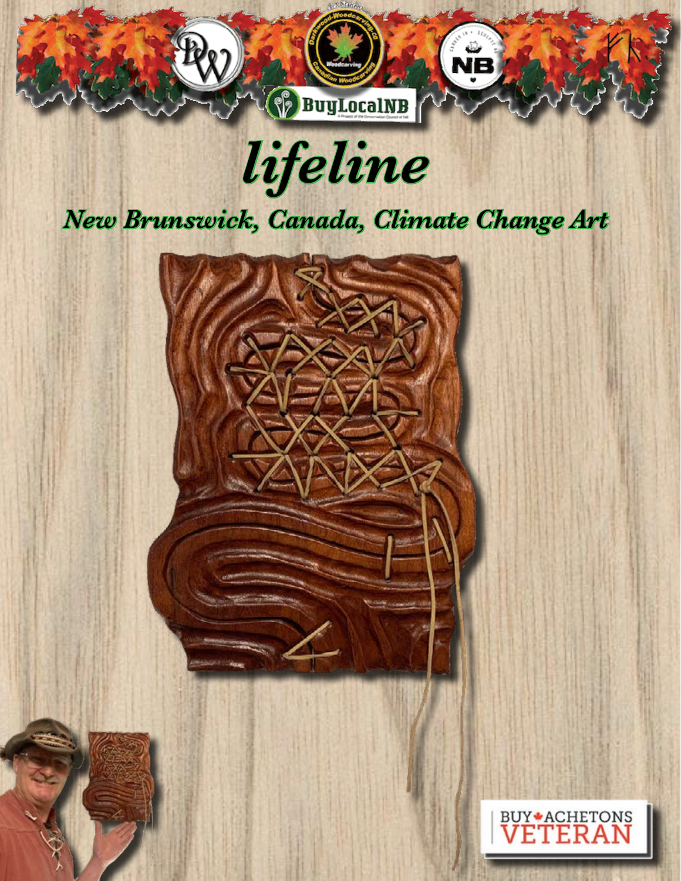# lifeline

## New Brunswick, Canada, Climate Change Art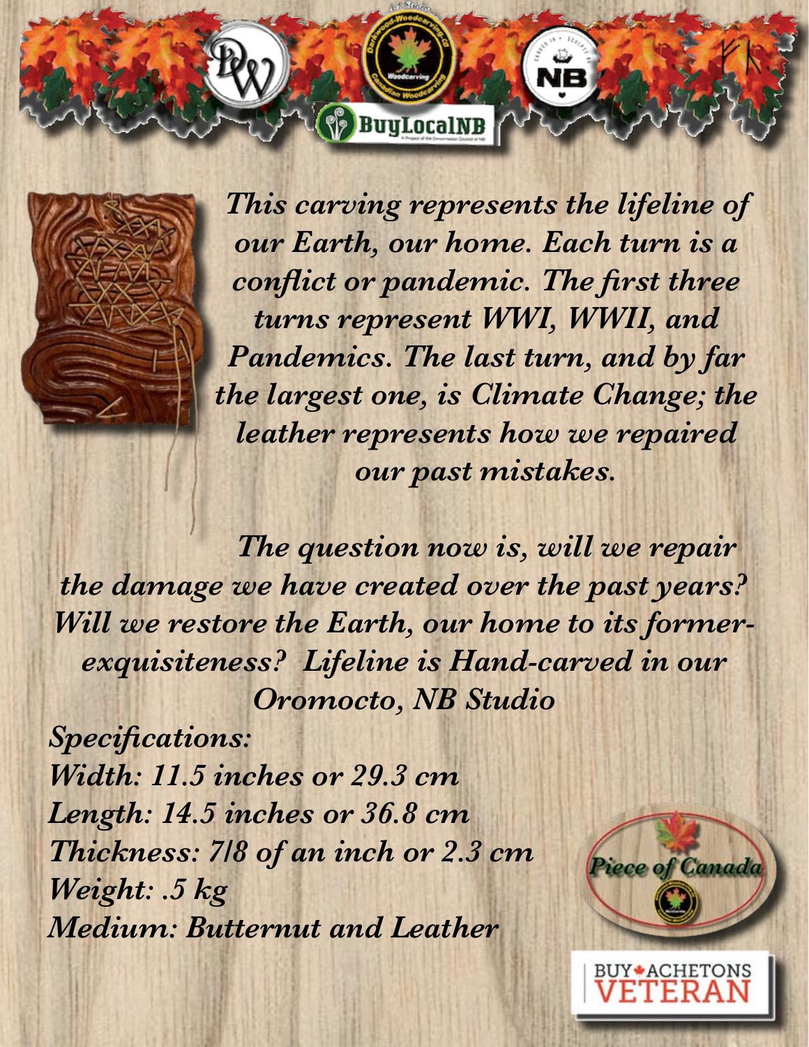*This carving represents the lifeline of our Earth, our home. Each turn is a conflict or pandemic. The first three turns represent WWI, WWII, and Pandemics. The last turn, and by far the largest one, is Climate Change; the leather represents how we repaired our past mistakes.*

*The question now is, will we repair the damage we have created over the past years? Will we restore the Earth, our home to its former-exquisiteness? Lifeline is Hand-carved in our Oromocto, NB Studio*

***Specifications:***

***Width: 11.5 inches or 29.3 cm***

***Length: 14.5 inches or 36.8 cm***

***Thickness: 7/8 of an inch or 2.3 cm***

***Weight: .5 kg***

***Medium: Butternut and Leather***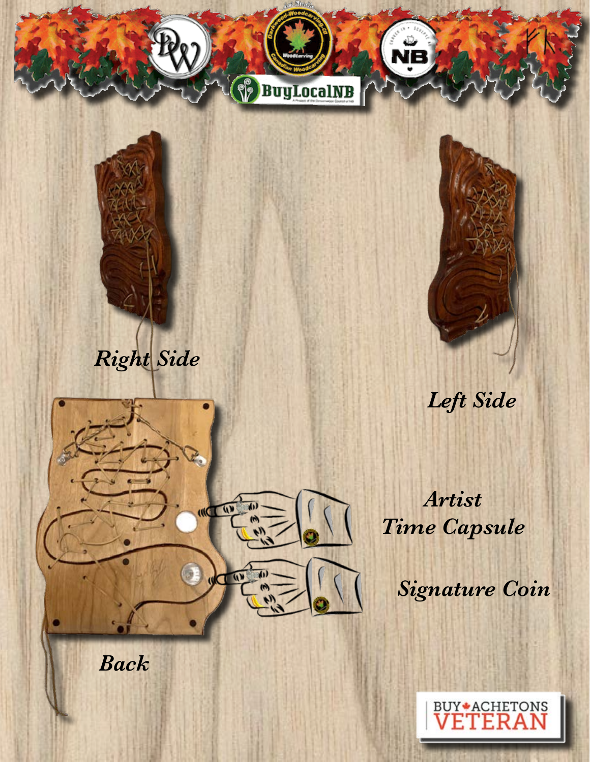*Right Side*

*Left Side*

*Artist Time Capsule*

*Signature Coin*

*Back*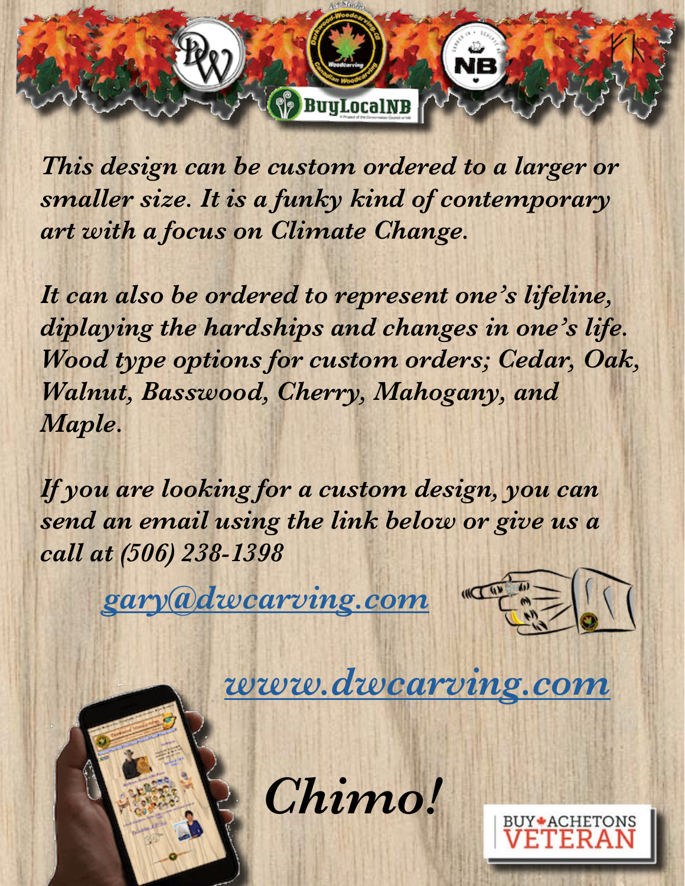*This design can be custom ordered to a larger or smaller size. It is a funky kind of contemporary art with a focus on Climate Change.*

*It can also be ordered to represent one's lifeline, diplaying the hardships and changes in one's life. Wood type options for custom orders; Cedar, Oak, Walnut, Basswood, Cherry, Mahogany, and Maple.*

*If you are looking for a custom design, you can send an email using the link below or give us a call at (506) 238-1398*

*gary@dwcarving.com*

*www.dwcarving.com*

# *Chimo!*